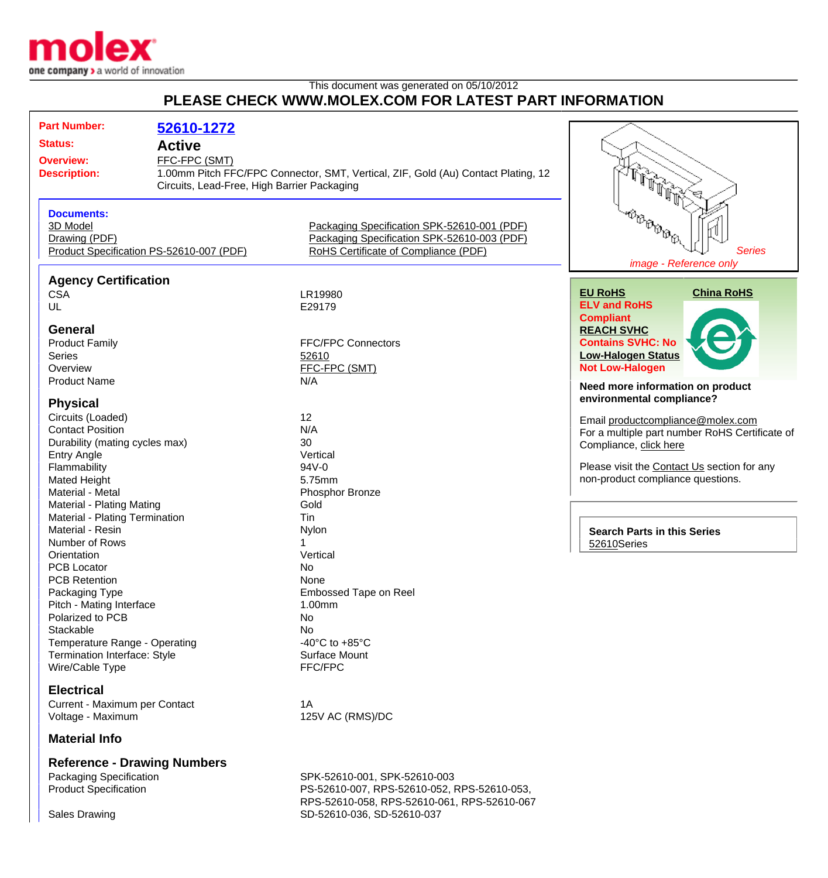molex
one company > a world of innovation

This document was generated on 05/10/2012

# PLEASE CHECK WWW.MOLEX.COM FOR LATEST PART INFORMATION

**Part Number:** 52610-1272

**Status:** Active

**Overview:** FFC-FPC (SMT)

**Description:** 1.00mm Pitch FFC/FPC Connector, SMT, Vertical, ZIF, Gold (Au) Contact Plating, 12 Circuits, Lead-Free, High Barrier Packaging

**Documents:**

- 3D Model
- Drawing (PDF)
- Product Specification PS-52610-007 (PDF)
- Packaging Specification SPK-52610-001 (PDF)
- Packaging Specification SPK-52610-003 (PDF)
- RoHS Certificate of Compliance (PDF)

*Series image - Reference only*

**EU RoHS**
**China RoHS**
**ELV and RoHS Compliant**
**REACH SVHC**
**Contains SVHC: No**
**Low-Halogen Status**
**Not Low-Halogen**

**Need more information on product environmental compliance?**

Email productcompliance@molex.com
For a multiple part number RoHS Certificate of Compliance, click here

Please visit the Contact Us section for any non-product compliance questions.

**Search Parts in this Series**
52610Series

## Agency Certification

| | |
|---|---|
| CSA | LR19980 |
| UL | E29179 |

## General

| | |
|---|---|
| Product Family | FFC/FPC Connectors |
| Series | 52610 |
| Overview | FFC-FPC (SMT) |
| Product Name | N/A |

## Physical

| | |
|---|---|
| Circuits (Loaded) | 12 |
| Contact Position | N/A |
| Durability (mating cycles max) | 30 |
| Entry Angle | Vertical |
| Flammability | 94V-0 |
| Mated Height | 5.75mm |
| Material - Metal | Phosphor Bronze |
| Material - Plating Mating | Gold |
| Material - Plating Termination | Tin |
| Material - Resin | Nylon |
| Number of Rows | 1 |
| Orientation | Vertical |
| PCB Locator | No |
| PCB Retention | None |
| Packaging Type | Embossed Tape on Reel |
| Pitch - Mating Interface | 1.00mm |
| Polarized to PCB | No |
| Stackable | No |
| Temperature Range - Operating | -40°C to +85°C |
| Termination Interface: Style | Surface Mount |
| Wire/Cable Type | FFC/FPC |

## Electrical

| | |
|---|---|
| Current - Maximum per Contact | 1A |
| Voltage - Maximum | 125V AC (RMS)/DC |

## Material Info

## Reference - Drawing Numbers

| | |
|---|---|
| Packaging Specification | SPK-52610-001, SPK-52610-003 |
| Product Specification | PS-52610-007, RPS-52610-052, RPS-52610-053, RPS-52610-058, RPS-52610-061, RPS-52610-067 |
| Sales Drawing | SD-52610-036, SD-52610-037 |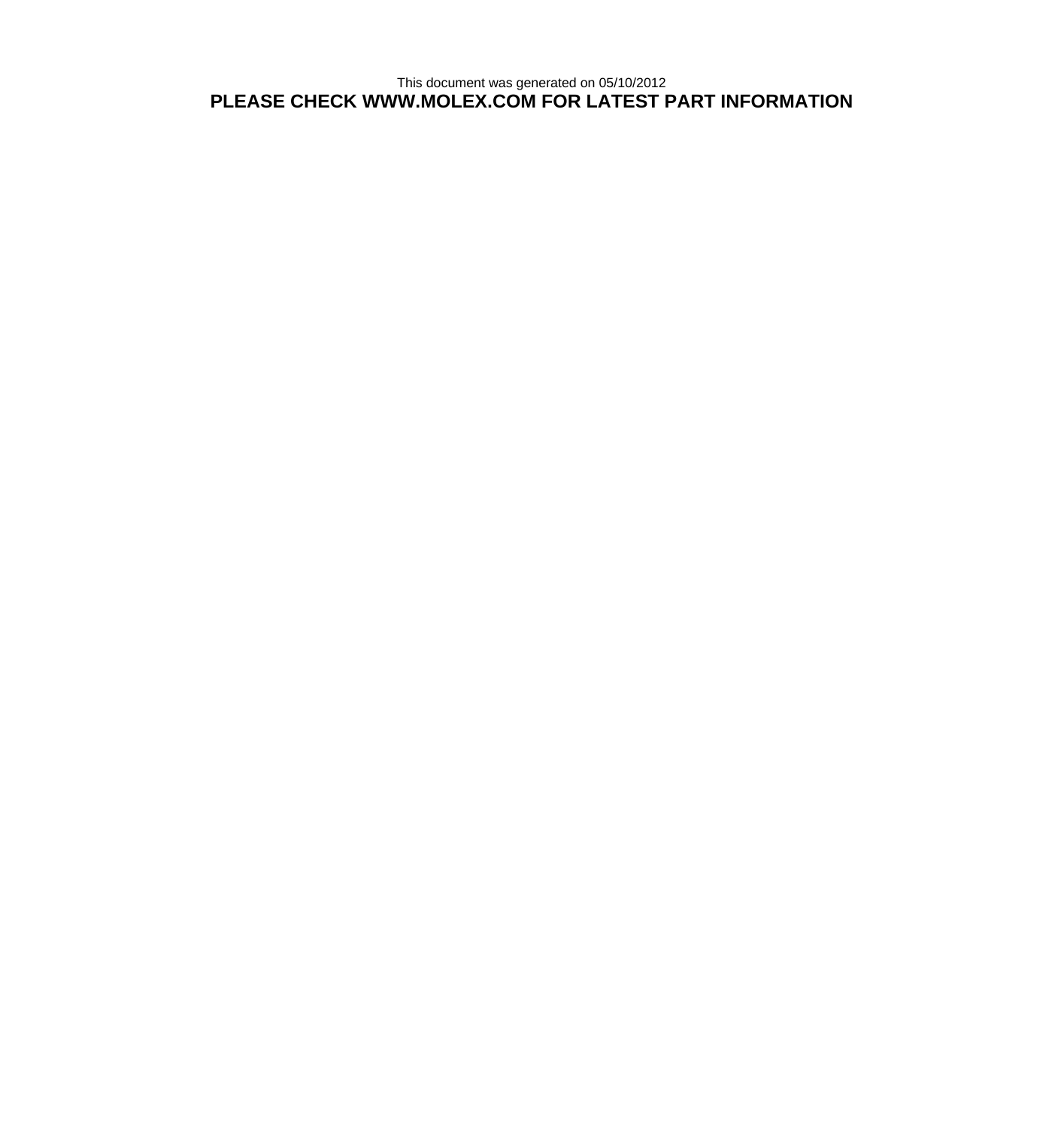This document was generated on 05/10/2012

**PLEASE CHECK WWW.MOLEX.COM FOR LATEST PART INFORMATION**